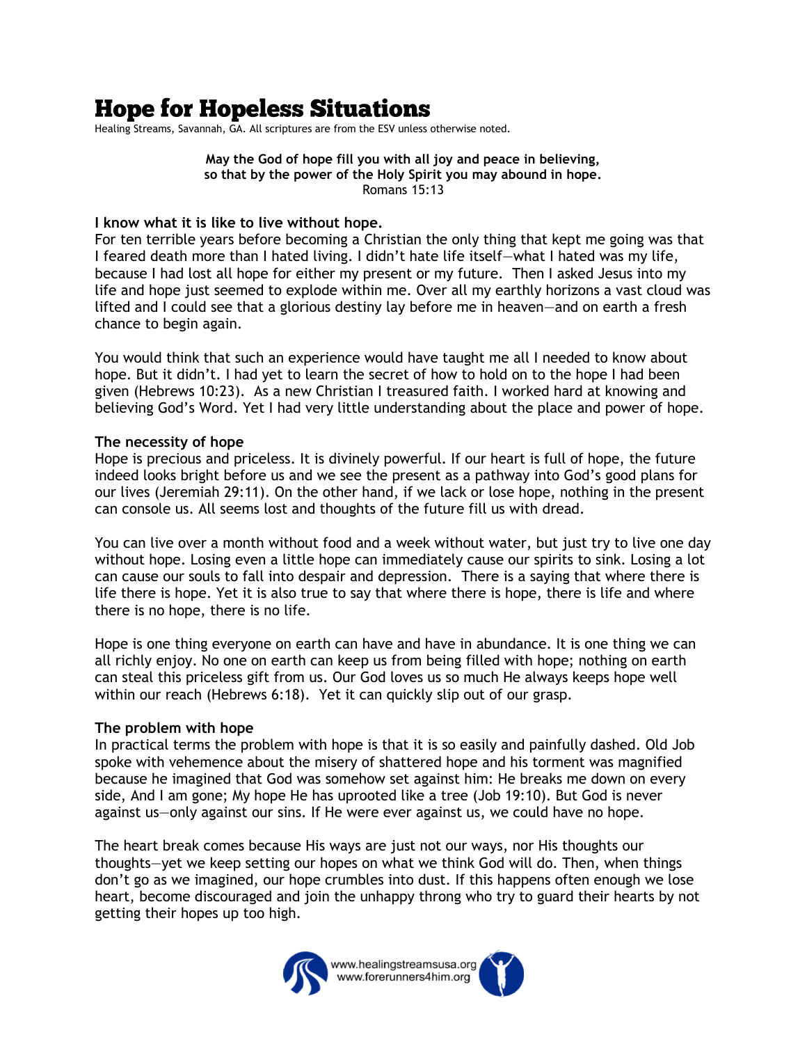# Hope for Hopeless Situations

Healing Streams, Savannah, GA. All scriptures are from the ESV unless otherwise noted.

**May the God of hope fill you with all joy and peace in believing,**
**so that by the power of the Holy Spirit you may abound in hope.**
Romans 15:13

**I know what it is like to live without hope.**
For ten terrible years before becoming a Christian the only thing that kept me going was that I feared death more than I hated living. I didn't hate life itself—what I hated was my life, because I had lost all hope for either my present or my future. Then I asked Jesus into my life and hope just seemed to explode within me. Over all my earthly horizons a vast cloud was lifted and I could see that a glorious destiny lay before me in heaven—and on earth a fresh chance to begin again.

You would think that such an experience would have taught me all I needed to know about hope. But it didn't. I had yet to learn the secret of how to hold on to the hope I had been given (Hebrews 10:23). As a new Christian I treasured faith. I worked hard at knowing and believing God's Word. Yet I had very little understanding about the place and power of hope.

**The necessity of hope**
Hope is precious and priceless. It is divinely powerful. If our heart is full of hope, the future indeed looks bright before us and we see the present as a pathway into God's good plans for our lives (Jeremiah 29:11). On the other hand, if we lack or lose hope, nothing in the present can console us. All seems lost and thoughts of the future fill us with dread.

You can live over a month without food and a week without water, but just try to live one day without hope. Losing even a little hope can immediately cause our spirits to sink. Losing a lot can cause our souls to fall into despair and depression. There is a saying that where there is life there is hope. Yet it is also true to say that where there is hope, there is life and where there is no hope, there is no life.

Hope is one thing everyone on earth can have and have in abundance. It is one thing we can all richly enjoy. No one on earth can keep us from being filled with hope; nothing on earth can steal this priceless gift from us. Our God loves us so much He always keeps hope well within our reach (Hebrews 6:18). Yet it can quickly slip out of our grasp.

**The problem with hope**
In practical terms the problem with hope is that it is so easily and painfully dashed. Old Job spoke with vehemence about the misery of shattered hope and his torment was magnified because he imagined that God was somehow set against him: He breaks me down on every side, And I am gone; My hope He has uprooted like a tree (Job 19:10). But God is never against us—only against our sins. If He were ever against us, we could have no hope.

The heart break comes because His ways are just not our ways, nor His thoughts our thoughts—yet we keep setting our hopes on what we think God will do. Then, when things don't go as we imagined, our hope crumbles into dust. If this happens often enough we lose heart, become discouraged and join the unhappy throng who try to guard their hearts by not getting their hopes up too high.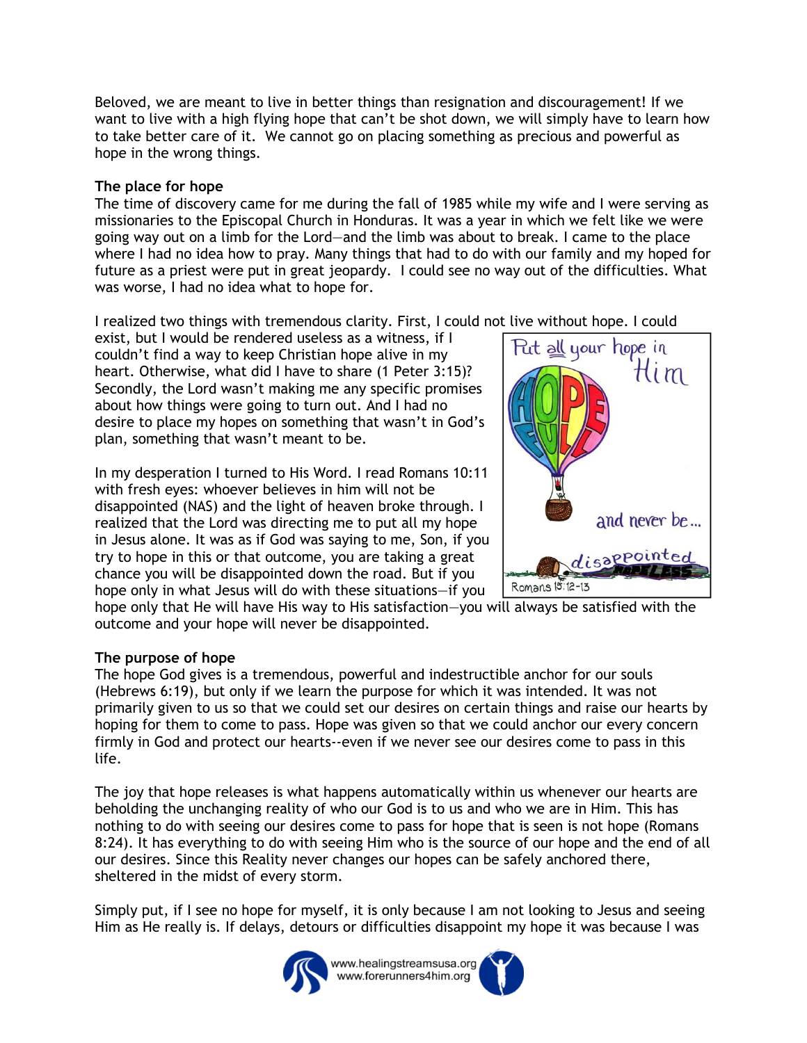Beloved, we are meant to live in better things than resignation and discouragement! If we want to live with a high flying hope that can't be shot down, we will simply have to learn how to take better care of it. We cannot go on placing something as precious and powerful as hope in the wrong things.

**The place for hope**

The time of discovery came for me during the fall of 1985 while my wife and I were serving as missionaries to the Episcopal Church in Honduras. It was a year in which we felt like we were going way out on a limb for the Lord—and the limb was about to break. I came to the place where I had no idea how to pray. Many things that had to do with our family and my hoped for future as a priest were put in great jeopardy. I could see no way out of the difficulties. What was worse, I had no idea what to hope for.

I realized two things with tremendous clarity. First, I could not live without hope. I could exist, but I would be rendered useless as a witness, if I couldn't find a way to keep Christian hope alive in my heart. Otherwise, what did I have to share (1 Peter 3:15)? Secondly, the Lord wasn't making me any specific promises about how things were going to turn out. And I had no desire to place my hopes on something that wasn't in God's plan, something that wasn't meant to be.

In my desperation I turned to His Word. I read Romans 10:11 with fresh eyes: whoever believes in him will not be disappointed (NAS) and the light of heaven broke through. I realized that the Lord was directing me to put all my hope in Jesus alone. It was as if God was saying to me, Son, if you try to hope in this or that outcome, you are taking a great chance you will be disappointed down the road. But if you hope only in what Jesus will do with these situations—if you hope only that He will have His way to His satisfaction—you will always be satisfied with the outcome and your hope will never be disappointed.

**The purpose of hope**

The hope God gives is a tremendous, powerful and indestructible anchor for our souls (Hebrews 6:19), but only if we learn the purpose for which it was intended. It was not primarily given to us so that we could set our desires on certain things and raise our hearts by hoping for them to come to pass. Hope was given so that we could anchor our every concern firmly in God and protect our hearts--even if we never see our desires come to pass in this life.

The joy that hope releases is what happens automatically within us whenever our hearts are beholding the unchanging reality of who our God is to us and who we are in Him. This has nothing to do with seeing our desires come to pass for hope that is seen is not hope (Romans 8:24). It has everything to do with seeing Him who is the source of our hope and the end of all our desires. Since this Reality never changes our hopes can be safely anchored there, sheltered in the midst of every storm.

Simply put, if I see no hope for myself, it is only because I am not looking to Jesus and seeing Him as He really is. If delays, detours or difficulties disappoint my hope it was because I was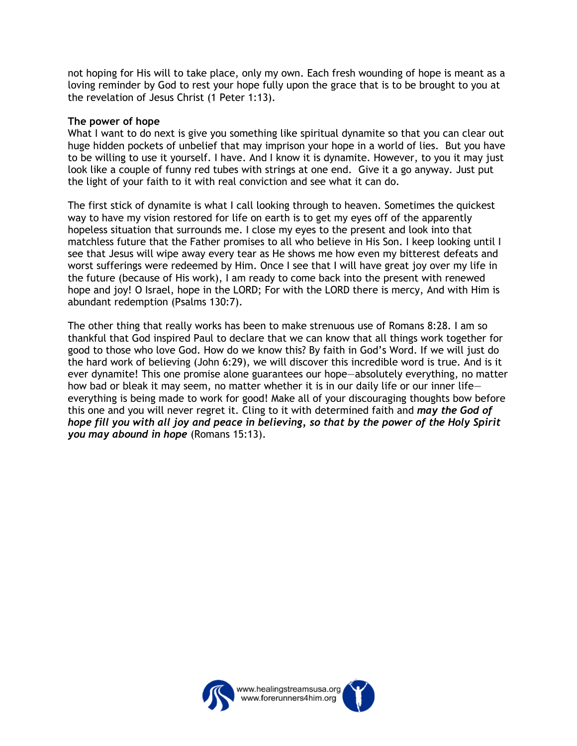not hoping for His will to take place, only my own. Each fresh wounding of hope is meant as a loving reminder by God to rest your hope fully upon the grace that is to be brought to you at the revelation of Jesus Christ (1 Peter 1:13).

**The power of hope**

What I want to do next is give you something like spiritual dynamite so that you can clear out huge hidden pockets of unbelief that may imprison your hope in a world of lies. But you have to be willing to use it yourself. I have. And I know it is dynamite. However, to you it may just look like a couple of funny red tubes with strings at one end. Give it a go anyway. Just put the light of your faith to it with real conviction and see what it can do.

The first stick of dynamite is what I call looking through to heaven. Sometimes the quickest way to have my vision restored for life on earth is to get my eyes off of the apparently hopeless situation that surrounds me. I close my eyes to the present and look into that matchless future that the Father promises to all who believe in His Son. I keep looking until I see that Jesus will wipe away every tear as He shows me how even my bitterest defeats and worst sufferings were redeemed by Him. Once I see that I will have great joy over my life in the future (because of His work), I am ready to come back into the present with renewed hope and joy! O Israel, hope in the LORD; For with the LORD there is mercy, And with Him is abundant redemption (Psalms 130:7).

The other thing that really works has been to make strenuous use of Romans 8:28. I am so thankful that God inspired Paul to declare that we can know that all things work together for good to those who love God. How do we know this? By faith in God's Word. If we will just do the hard work of believing (John 6:29), we will discover this incredible word is true. And is it ever dynamite! This one promise alone guarantees our hope—absolutely everything, no matter how bad or bleak it may seem, no matter whether it is in our daily life or our inner life—everything is being made to work for good! Make all of your discouraging thoughts bow before this one and you will never regret it. Cling to it with determined faith and ***may the God of hope fill you with all joy and peace in believing, so that by the power of the Holy Spirit you may abound in hope*** (Romans 15:13).

www.healingstreamsusa.org
www.forerunners4him.org